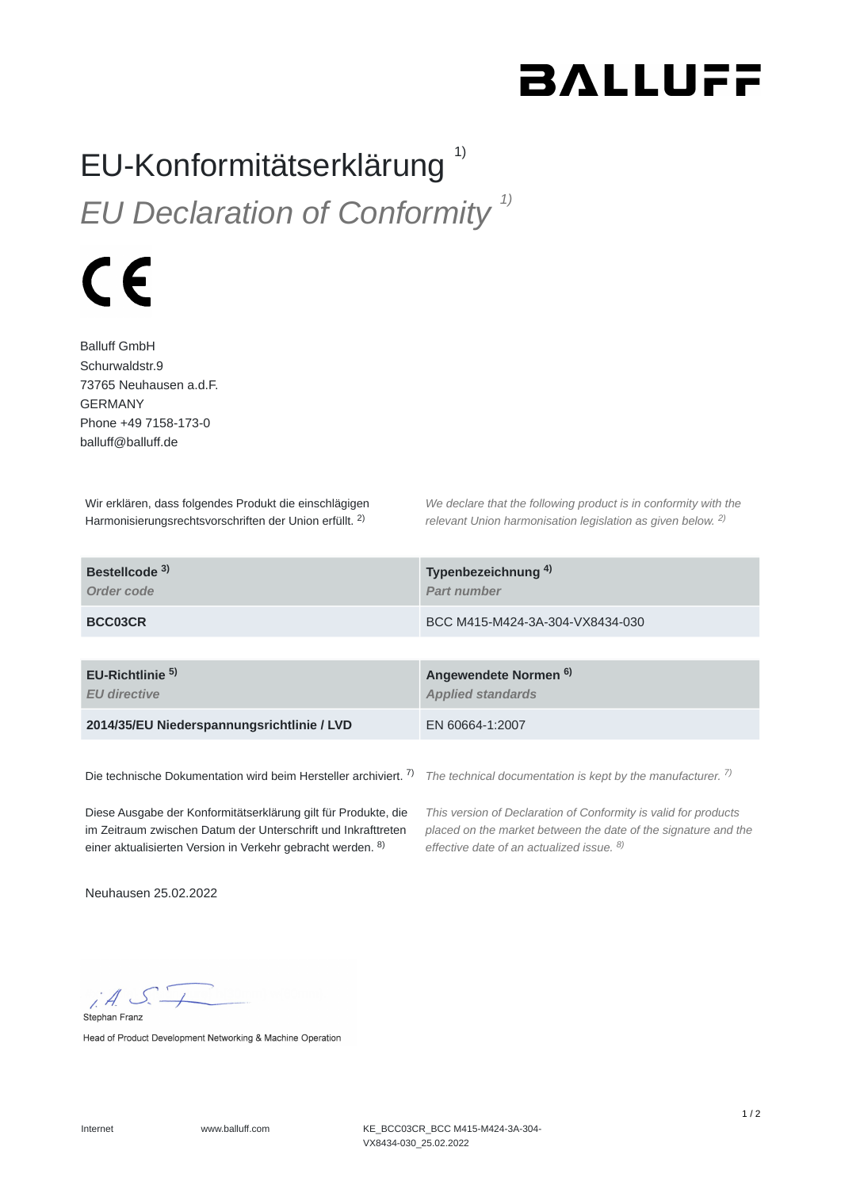BALLUFF

# EU-Konformitätserklärung [1)]

## *EU Declaration of Conformity [1)]*

CE

Balluff GmbH
Schurwaldstr.9
73765 Neuhausen a.d.F.
GERMANY
Phone +49 7158-173-0
balluff@balluff.de

Wir erklären, dass folgendes Produkt die einschlägigen Harmonisierungsrechtsvorschriften der Union erfüllt. [2)]

*We declare that the following product is in conformity with the relevant Union harmonisation legislation as given below. [2)]*

| **Bestellcode [3)]** *Order code* | **Typenbezeichnung [4)]** *Part number* |
|---|---|
| **BCC03CR** | BCC M415-M424-3A-304-VX8434-030 |

| **EU-Richtlinie [5)]** *EU directive* | **Angewendete Normen [6)]** *Applied standards* |
|---|---|
| **2014/35/EU Niederspannungsrichtlinie / LVD** | EN 60664-1:2007 |

Die technische Dokumentation wird beim Hersteller archiviert. [7)]

*The technical documentation is kept by the manufacturer. [7)]*

Diese Ausgabe der Konformitätserklärung gilt für Produkte, die im Zeitraum zwischen Datum der Unterschrift und Inkrafttreten einer aktualisierten Version in Verkehr gebracht werden. [8)]

*This version of Declaration of Conformity is valid for products placed on the market between the date of the signature and the effective date of an actualized issue. [8)]*

Neuhausen 25.02.2022

i.A. S. F.
Stephan Franz
Head of Product Development Networking & Machine Operation

Internet www.balluff.com KE_BCC03CR_BCC M415-M424-3A-304-VX8434-030_25.02.2022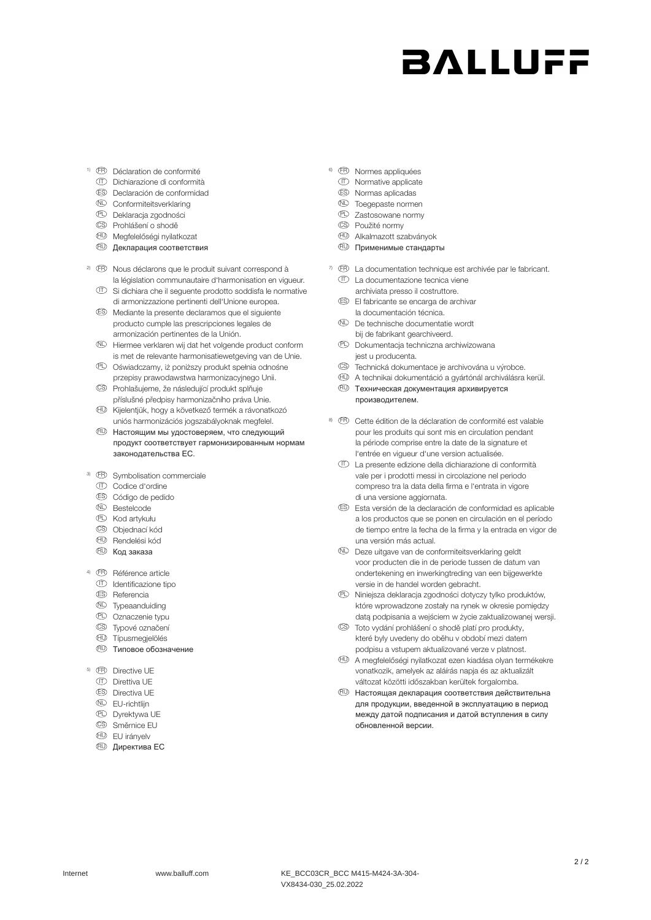# BALLUFF

1) (FR) Déclaration de conformité
(IT) Dichiarazione di conformità
(ES) Declaración de conformidad
(NL) Conformiteitsverklaring
(PL) Deklaracja zgodności
(CS) Prohlášení o shodě
(HU) Megfelelőségi nyilatkozat
(RU) Декларация соответствия

2) (FR) Nous déclarons que le produit suivant correspond à la législation communautaire d'harmonisation en vigueur.
(IT) Si dichiara che il seguente prodotto soddisfa le normative di armonizzazione pertinenti dell'Unione europea.
(ES) Mediante la presente declaramos que el siguiente producto cumple las prescripciones legales de armonización pertinentes de la Unión.
(NL) Hiermee verklaren wij dat het volgende product conform is met de relevante harmonisatiewetgeving van de Unie.
(PL) Oświadczamy, iż poniższy produkt spełnia odnośne przepisy prawodawstwa harmonizacyjnego Unii.
(CS) Prohlašujeme, že následující produkt splňuje příslušné předpisy harmonizačního práva Unie.
(HU) Kijelentjük, hogy a következő termék a rávonatkozó uniós harmonizációs jogszabályoknak megfelel.
(RU) Настоящим мы удостоверяем, что следующий продукт соответствует гармонизированным нормам законодательства ЕС.

3) (FR) Symbolisation commerciale
(IT) Codice d'ordine
(ES) Código de pedido
(NL) Bestelcode
(PL) Kod artykułu
(CS) Objednací kód
(HU) Rendelési kód
(RU) Код заказа

4) (FR) Référence article
(IT) Identificazione tipo
(ES) Referencia
(NL) Typeaanduiding
(PL) Oznaczenie typu
(CS) Typové označení
(HU) Típusmegjelölés
(RU) Типовое обозначение

5) (FR) Directive UE
(IT) Direttiva UE
(ES) Directiva UE
(NL) EU-richtlijn
(PL) Dyrektywa UE
(CS) Směrnice EU
(HU) EU irányelv
(RU) Директива ЕС

6) (FR) Normes appliquées
(IT) Normative applicate
(ES) Normas aplicadas
(NL) Toegepaste normen
(PL) Zastosowane normy
(CS) Použité normy
(HU) Alkalmazott szabványok
(RU) Применимые стандарты

7) (FR) La documentation technique est archivée par le fabricant.
(IT) La documentazione tecnica viene archiviata presso il costruttore.
(ES) El fabricante se encarga de archivar la documentación técnica.
(NL) De technische documentatie wordt bij de fabrikant gearchiveerd.
(PL) Dokumentacja techniczna archiwizowana jest u producenta.
(CS) Technická dokumentace je archivována u výrobce.
(HU) A technikai dokumentáció a gyártónál archiválásra kerül.
(RU) Техническая документация архивируется производителем.

8) (FR) Cette édition de la déclaration de conformité est valable pour les produits qui sont mis en circulation pendant la période comprise entre la date de la signature et l'entrée en vigueur d'une version actualisée.
(IT) La presente edizione della dichiarazione di conformità vale per i prodotti messi in circolazione nel periodo compreso tra la data della firma e l'entrata in vigore di una versione aggiornata.
(ES) Esta versión de la declaración de conformidad es aplicable a los productos que se ponen en circulación en el período de tiempo entre la fecha de la firma y la entrada en vigor de una versión más actual.
(NL) Deze uitgave van de conformiteitsverklaring geldt voor producten die in de periode tussen de datum van ondertekening en inwerkingtreding van een bijgewerkte versie in de handel worden gebracht.
(PL) Niniejsza deklaracja zgodności dotyczy tylko produktów, które wprowadzone zostały na rynek w okresie pomiędzy datą podpisania a wejściem w życie zaktualizowanej wersji.
(CS) Toto vydání prohlášení o shodě platí pro produkty, které byly uvedeny do oběhu v období mezi datem podpisu a vstupem aktualizované verze v platnost.
(HU) A megfelelőségi nyilatkozat ezen kiadása olyan termékekre vonatkozik, amelyek az aláírás napja és az aktualizált változat közötti időszakban kerültek forgalomba.
(RU) Настоящая декларация соответствия действительна для продукции, введенной в эксплуатацию в период между датой подписания и датой вступления в силу обновленной версии.

Internet www.balluff.com KE_BCC03CR_BCC M415-M424-3A-304-VX8434-030_25.02.2022